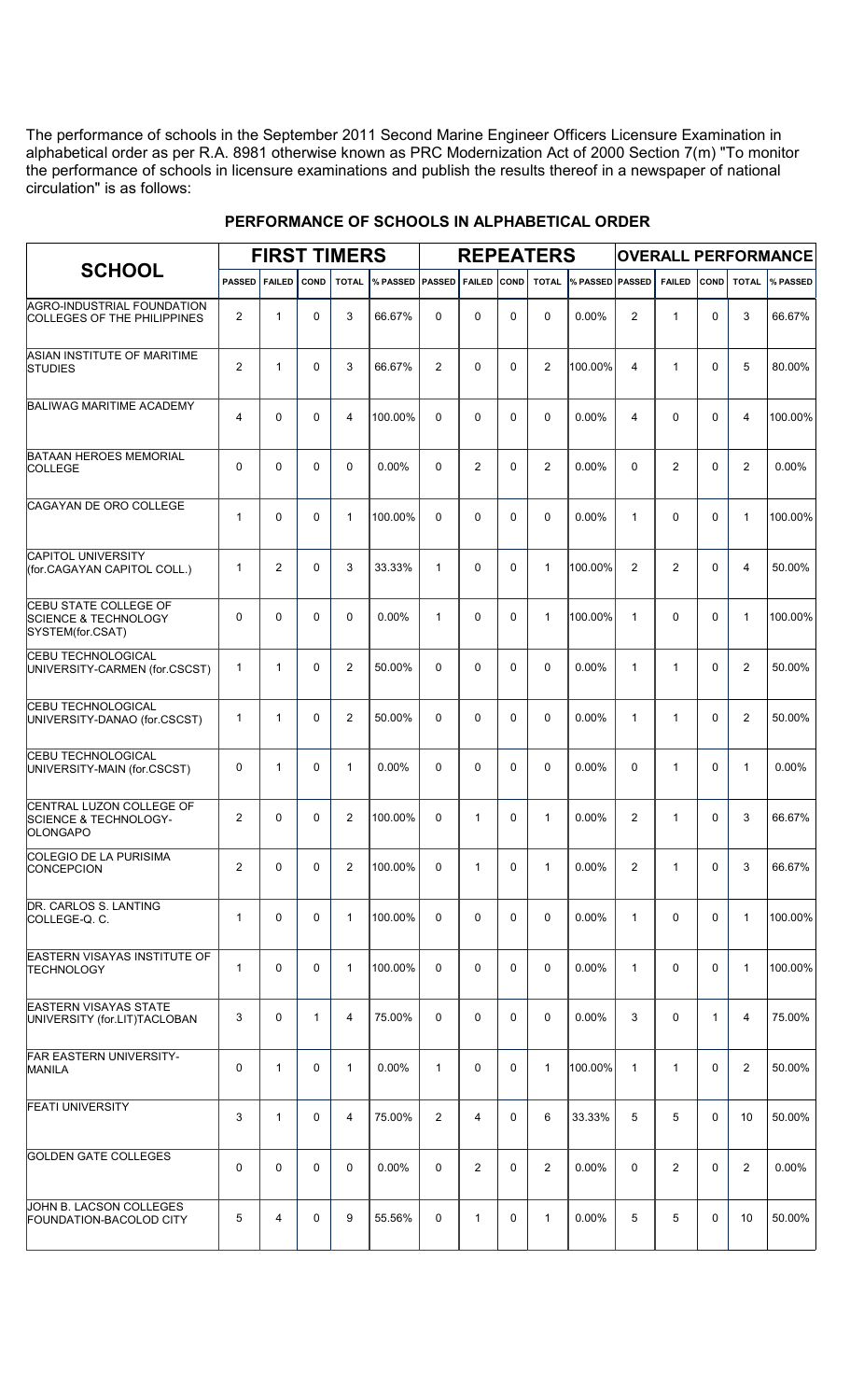The performance of schools in the September 2011 Second Marine Engineer Officers Licensure Examination in alphabetical order as per R.A. 8981 otherwise known as PRC Modernization Act of 2000 Section 7(m) "To monitor the performance of schools in licensure examinations and publish the results thereof in a newspaper of national circulation" is as follows:

## PERFORMANCE OF SCHOOLS IN ALPHABETICAL ORDER

| SCHOOL | FIRST TIMERS | | | | | REPEATERS | | | | | OVERALL PERFORMANCE | | | | |
|---|---|---|---|---|---|---|---|---|---|---|---|---|---|---|---|
| | PASSED | FAILED | COND | TOTAL | % PASSED | PASSED | FAILED | COND | TOTAL | % PASSED | PASSED | FAILED | COND | TOTAL | % PASSED |
| AGRO-INDUSTRIAL FOUNDATION COLLEGES OF THE PHILIPPINES | 2 | 1 | 0 | 3 | 66.67% | 0 | 0 | 0 | 0 | 0.00% | 2 | 1 | 0 | 3 | 66.67% |
| ASIAN INSTITUTE OF MARITIME STUDIES | 2 | 1 | 0 | 3 | 66.67% | 2 | 0 | 0 | 2 | 100.00% | 4 | 1 | 0 | 5 | 80.00% |
| BALIWAG MARITIME ACADEMY | 4 | 0 | 0 | 4 | 100.00% | 0 | 0 | 0 | 0 | 0.00% | 4 | 0 | 0 | 4 | 100.00% |
| BATAAN HEROES MEMORIAL COLLEGE | 0 | 0 | 0 | 0 | 0.00% | 0 | 2 | 0 | 2 | 0.00% | 0 | 2 | 0 | 2 | 0.00% |
| CAGAYAN DE ORO COLLEGE | 1 | 0 | 0 | 1 | 100.00% | 0 | 0 | 0 | 0 | 0.00% | 1 | 0 | 0 | 1 | 100.00% |
| CAPITOL UNIVERSITY (for.CAGAYAN CAPITOL COLL.) | 1 | 2 | 0 | 3 | 33.33% | 1 | 0 | 0 | 1 | 100.00% | 2 | 2 | 0 | 4 | 50.00% |
| CEBU STATE COLLEGE OF SCIENCE & TECHNOLOGY SYSTEM(for.CSAT) | 0 | 0 | 0 | 0 | 0.00% | 1 | 0 | 0 | 1 | 100.00% | 1 | 0 | 0 | 1 | 100.00% |
| CEBU TECHNOLOGICAL UNIVERSITY-CARMEN (for.CSCST) | 1 | 1 | 0 | 2 | 50.00% | 0 | 0 | 0 | 0 | 0.00% | 1 | 1 | 0 | 2 | 50.00% |
| CEBU TECHNOLOGICAL UNIVERSITY-DANAO (for.CSCST) | 1 | 1 | 0 | 2 | 50.00% | 0 | 0 | 0 | 0 | 0.00% | 1 | 1 | 0 | 2 | 50.00% |
| CEBU TECHNOLOGICAL UNIVERSITY-MAIN (for.CSCST) | 0 | 1 | 0 | 1 | 0.00% | 0 | 0 | 0 | 0 | 0.00% | 0 | 1 | 0 | 1 | 0.00% |
| CENTRAL LUZON COLLEGE OF SCIENCE & TECHNOLOGY-OLONGAPO | 2 | 0 | 0 | 2 | 100.00% | 0 | 1 | 0 | 1 | 0.00% | 2 | 1 | 0 | 3 | 66.67% |
| COLEGIO DE LA PURISIMA CONCEPCION | 2 | 0 | 0 | 2 | 100.00% | 0 | 1 | 0 | 1 | 0.00% | 2 | 1 | 0 | 3 | 66.67% |
| DR. CARLOS S. LANTING COLLEGE-Q. C. | 1 | 0 | 0 | 1 | 100.00% | 0 | 0 | 0 | 0 | 0.00% | 1 | 0 | 0 | 1 | 100.00% |
| EASTERN VISAYAS INSTITUTE OF TECHNOLOGY | 1 | 0 | 0 | 1 | 100.00% | 0 | 0 | 0 | 0 | 0.00% | 1 | 0 | 0 | 1 | 100.00% |
| EASTERN VISAYAS STATE UNIVERSITY (for.LIT)TACLOBAN | 3 | 0 | 1 | 4 | 75.00% | 0 | 0 | 0 | 0 | 0.00% | 3 | 0 | 1 | 4 | 75.00% |
| FAR EASTERN UNIVERSITY-MANILA | 0 | 1 | 0 | 1 | 0.00% | 1 | 0 | 0 | 1 | 100.00% | 1 | 1 | 0 | 2 | 50.00% |
| FEATI UNIVERSITY | 3 | 1 | 0 | 4 | 75.00% | 2 | 4 | 0 | 6 | 33.33% | 5 | 5 | 0 | 10 | 50.00% |
| GOLDEN GATE COLLEGES | 0 | 0 | 0 | 0 | 0.00% | 0 | 2 | 0 | 2 | 0.00% | 0 | 2 | 0 | 2 | 0.00% |
| JOHN B. LACSON COLLEGES FOUNDATION-BACOLOD CITY | 5 | 4 | 0 | 9 | 55.56% | 0 | 1 | 0 | 1 | 0.00% | 5 | 5 | 0 | 10 | 50.00% |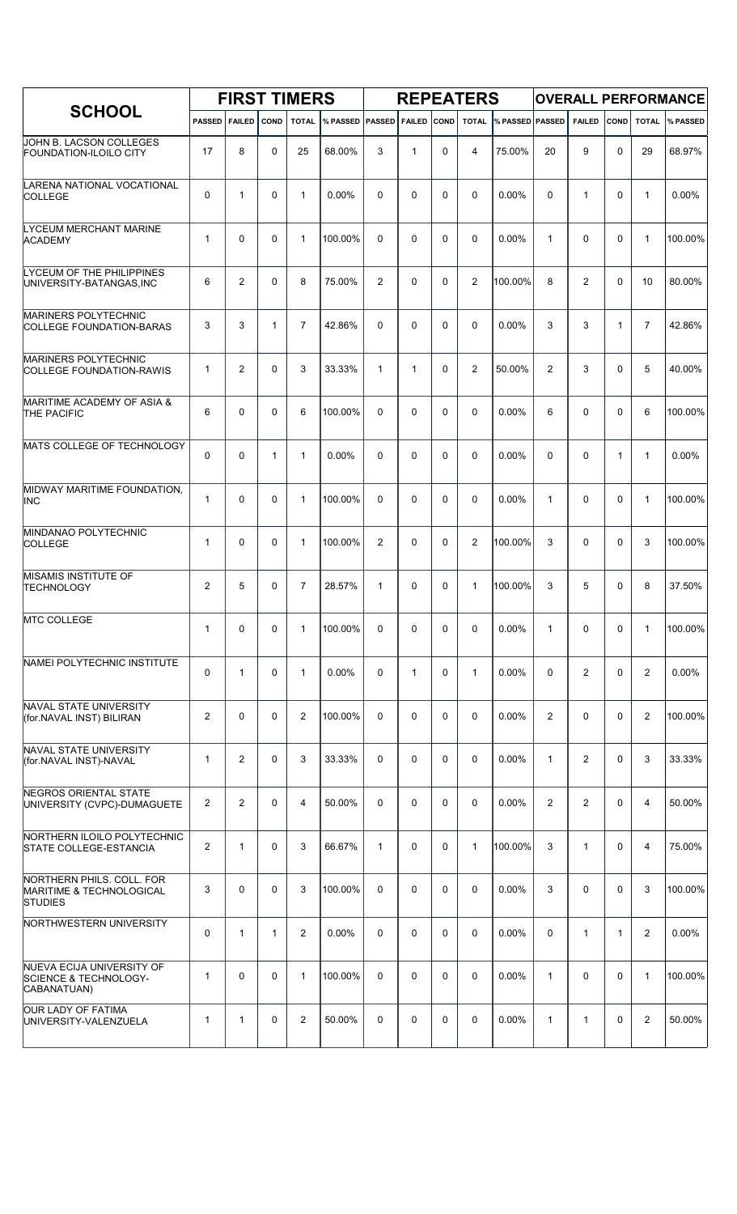| SCHOOL | FIRST TIMERS | | | | | REPEATERS | | | | | OVERALL PERFORMANCE | | | | |
|---|---|---|---|---|---|---|---|---|---|---|---|---|---|---|---|
| | PASSED | FAILED | COND | TOTAL | % PASSED | PASSED | FAILED | COND | TOTAL | % PASSED | PASSED | FAILED | COND | TOTAL | % PASSED |
| JOHN B. LACSON COLLEGES FOUNDATION-ILOILO CITY | 17 | 8 | 0 | 25 | 68.00% | 3 | 1 | 0 | 4 | 75.00% | 20 | 9 | 0 | 29 | 68.97% |
| LARENA NATIONAL VOCATIONAL COLLEGE | 0 | 1 | 0 | 1 | 0.00% | 0 | 0 | 0 | 0 | 0.00% | 0 | 1 | 0 | 1 | 0.00% |
| LYCEUM MERCHANT MARINE ACADEMY | 1 | 0 | 0 | 1 | 100.00% | 0 | 0 | 0 | 0 | 0.00% | 1 | 0 | 0 | 1 | 100.00% |
| LYCEUM OF THE PHILIPPINES UNIVERSITY-BATANGAS,INC | 6 | 2 | 0 | 8 | 75.00% | 2 | 0 | 0 | 2 | 100.00% | 8 | 2 | 0 | 10 | 80.00% |
| MARINERS POLYTECHNIC COLLEGE FOUNDATION-BARAS | 3 | 3 | 1 | 7 | 42.86% | 0 | 0 | 0 | 0 | 0.00% | 3 | 3 | 1 | 7 | 42.86% |
| MARINERS POLYTECHNIC COLLEGE FOUNDATION-RAWIS | 1 | 2 | 0 | 3 | 33.33% | 1 | 1 | 0 | 2 | 50.00% | 2 | 3 | 0 | 5 | 40.00% |
| MARITIME ACADEMY OF ASIA & THE PACIFIC | 6 | 0 | 0 | 6 | 100.00% | 0 | 0 | 0 | 0 | 0.00% | 6 | 0 | 0 | 6 | 100.00% |
| MATS COLLEGE OF TECHNOLOGY | 0 | 0 | 1 | 1 | 0.00% | 0 | 0 | 0 | 0 | 0.00% | 0 | 0 | 1 | 1 | 0.00% |
| MIDWAY MARITIME FOUNDATION, INC | 1 | 0 | 0 | 1 | 100.00% | 0 | 0 | 0 | 0 | 0.00% | 1 | 0 | 0 | 1 | 100.00% |
| MINDANAO POLYTECHNIC COLLEGE | 1 | 0 | 0 | 1 | 100.00% | 2 | 0 | 0 | 2 | 100.00% | 3 | 0 | 0 | 3 | 100.00% |
| MISAMIS INSTITUTE OF TECHNOLOGY | 2 | 5 | 0 | 7 | 28.57% | 1 | 0 | 0 | 1 | 100.00% | 3 | 5 | 0 | 8 | 37.50% |
| MTC COLLEGE | 1 | 0 | 0 | 1 | 100.00% | 0 | 0 | 0 | 0 | 0.00% | 1 | 0 | 0 | 1 | 100.00% |
| NAMEI POLYTECHNIC INSTITUTE | 0 | 1 | 0 | 1 | 0.00% | 0 | 1 | 0 | 1 | 0.00% | 0 | 2 | 0 | 2 | 0.00% |
| NAVAL STATE UNIVERSITY (for.NAVAL INST) BILIRAN | 2 | 0 | 0 | 2 | 100.00% | 0 | 0 | 0 | 0 | 0.00% | 2 | 0 | 0 | 2 | 100.00% |
| NAVAL STATE UNIVERSITY (for.NAVAL INST)-NAVAL | 1 | 2 | 0 | 3 | 33.33% | 0 | 0 | 0 | 0 | 0.00% | 1 | 2 | 0 | 3 | 33.33% |
| NEGROS ORIENTAL STATE UNIVERSITY (CVPC)-DUMAGUETE | 2 | 2 | 0 | 4 | 50.00% | 0 | 0 | 0 | 0 | 0.00% | 2 | 2 | 0 | 4 | 50.00% |
| NORTHERN ILOILO POLYTECHNIC STATE COLLEGE-ESTANCIA | 2 | 1 | 0 | 3 | 66.67% | 1 | 0 | 0 | 1 | 100.00% | 3 | 1 | 0 | 4 | 75.00% |
| NORTHERN PHILS. COLL. FOR MARITIME & TECHNOLOGICAL STUDIES | 3 | 0 | 0 | 3 | 100.00% | 0 | 0 | 0 | 0 | 0.00% | 3 | 0 | 0 | 3 | 100.00% |
| NORTHWESTERN UNIVERSITY | 0 | 1 | 1 | 2 | 0.00% | 0 | 0 | 0 | 0 | 0.00% | 0 | 1 | 1 | 2 | 0.00% |
| NUEVA ECIJA UNIVERSITY OF SCIENCE & TECHNOLOGY-CABANATUAN) | 1 | 0 | 0 | 1 | 100.00% | 0 | 0 | 0 | 0 | 0.00% | 1 | 0 | 0 | 1 | 100.00% |
| OUR LADY OF FATIMA UNIVERSITY-VALENZUELA | 1 | 1 | 0 | 2 | 50.00% | 0 | 0 | 0 | 0 | 0.00% | 1 | 1 | 0 | 2 | 50.00% |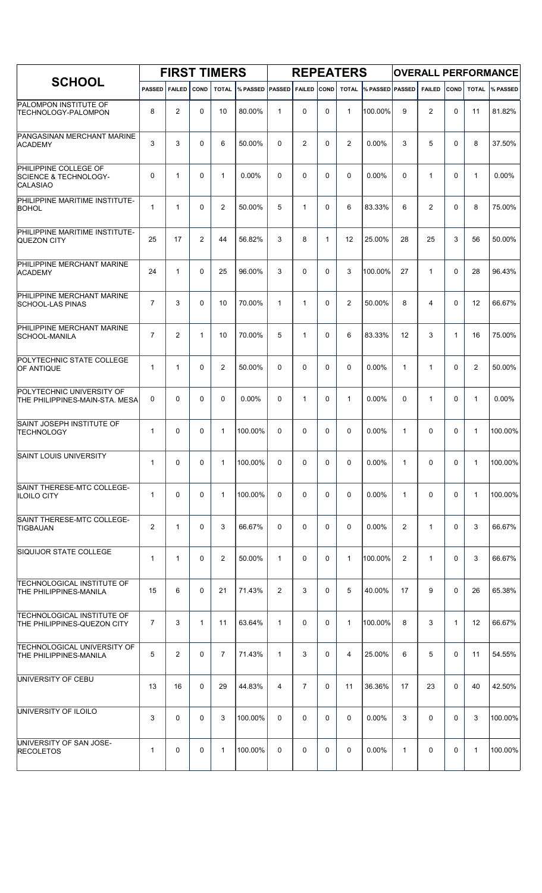| SCHOOL | FIRST TIMERS | | | | | REPEATERS | | | | | OVERALL PERFORMANCE | | | | |
|---|---|---|---|---|---|---|---|---|---|---|---|---|---|---|---|
| | PASSED | FAILED | COND | TOTAL | % PASSED | PASSED | FAILED | COND | TOTAL | % PASSED | PASSED | FAILED | COND | TOTAL | % PASSED |
| PALOMPON INSTITUTE OF TECHNOLOGY-PALOMPON | 8 | 2 | 0 | 10 | 80.00% | 1 | 0 | 0 | 1 | 100.00% | 9 | 2 | 0 | 11 | 81.82% |
| PANGASINAN MERCHANT MARINE ACADEMY | 3 | 3 | 0 | 6 | 50.00% | 0 | 2 | 0 | 2 | 0.00% | 3 | 5 | 0 | 8 | 37.50% |
| PHILIPPINE COLLEGE OF SCIENCE & TECHNOLOGY-CALASIAO | 0 | 1 | 0 | 1 | 0.00% | 0 | 0 | 0 | 0 | 0.00% | 0 | 1 | 0 | 1 | 0.00% |
| PHILIPPINE MARITIME INSTITUTE-BOHOL | 1 | 1 | 0 | 2 | 50.00% | 5 | 1 | 0 | 6 | 83.33% | 6 | 2 | 0 | 8 | 75.00% |
| PHILIPPINE MARITIME INSTITUTE-QUEZON CITY | 25 | 17 | 2 | 44 | 56.82% | 3 | 8 | 1 | 12 | 25.00% | 28 | 25 | 3 | 56 | 50.00% |
| PHILIPPINE MERCHANT MARINE ACADEMY | 24 | 1 | 0 | 25 | 96.00% | 3 | 0 | 0 | 3 | 100.00% | 27 | 1 | 0 | 28 | 96.43% |
| PHILIPPINE MERCHANT MARINE SCHOOL-LAS PINAS | 7 | 3 | 0 | 10 | 70.00% | 1 | 1 | 0 | 2 | 50.00% | 8 | 4 | 0 | 12 | 66.67% |
| PHILIPPINE MERCHANT MARINE SCHOOL-MANILA | 7 | 2 | 1 | 10 | 70.00% | 5 | 1 | 0 | 6 | 83.33% | 12 | 3 | 1 | 16 | 75.00% |
| POLYTECHNIC STATE COLLEGE OF ANTIQUE | 1 | 1 | 0 | 2 | 50.00% | 0 | 0 | 0 | 0 | 0.00% | 1 | 1 | 0 | 2 | 50.00% |
| POLYTECHNIC UNIVERSITY OF THE PHILIPPINES-MAIN-STA. MESA | 0 | 0 | 0 | 0 | 0.00% | 0 | 1 | 0 | 1 | 0.00% | 0 | 1 | 0 | 1 | 0.00% |
| SAINT JOSEPH INSTITUTE OF TECHNOLOGY | 1 | 0 | 0 | 1 | 100.00% | 0 | 0 | 0 | 0 | 0.00% | 1 | 0 | 0 | 1 | 100.00% |
| SAINT LOUIS UNIVERSITY | 1 | 0 | 0 | 1 | 100.00% | 0 | 0 | 0 | 0 | 0.00% | 1 | 0 | 0 | 1 | 100.00% |
| SAINT THERESE-MTC COLLEGE-ILOILO CITY | 1 | 0 | 0 | 1 | 100.00% | 0 | 0 | 0 | 0 | 0.00% | 1 | 0 | 0 | 1 | 100.00% |
| SAINT THERESE-MTC COLLEGE-TIGBAUAN | 2 | 1 | 0 | 3 | 66.67% | 0 | 0 | 0 | 0 | 0.00% | 2 | 1 | 0 | 3 | 66.67% |
| SIQUIJOR STATE COLLEGE | 1 | 1 | 0 | 2 | 50.00% | 1 | 0 | 0 | 1 | 100.00% | 2 | 1 | 0 | 3 | 66.67% |
| TECHNOLOGICAL INSTITUTE OF THE PHILIPPINES-MANILA | 15 | 6 | 0 | 21 | 71.43% | 2 | 3 | 0 | 5 | 40.00% | 17 | 9 | 0 | 26 | 65.38% |
| TECHNOLOGICAL INSTITUTE OF THE PHILIPPINES-QUEZON CITY | 7 | 3 | 1 | 11 | 63.64% | 1 | 0 | 0 | 1 | 100.00% | 8 | 3 | 1 | 12 | 66.67% |
| TECHNOLOGICAL UNIVERSITY OF THE PHILIPPINES-MANILA | 5 | 2 | 0 | 7 | 71.43% | 1 | 3 | 0 | 4 | 25.00% | 6 | 5 | 0 | 11 | 54.55% |
| UNIVERSITY OF CEBU | 13 | 16 | 0 | 29 | 44.83% | 4 | 7 | 0 | 11 | 36.36% | 17 | 23 | 0 | 40 | 42.50% |
| UNIVERSITY OF ILOILO | 3 | 0 | 0 | 3 | 100.00% | 0 | 0 | 0 | 0 | 0.00% | 3 | 0 | 0 | 3 | 100.00% |
| UNIVERSITY OF SAN JOSE-RECOLETOS | 1 | 0 | 0 | 1 | 100.00% | 0 | 0 | 0 | 0 | 0.00% | 1 | 0 | 0 | 1 | 100.00% |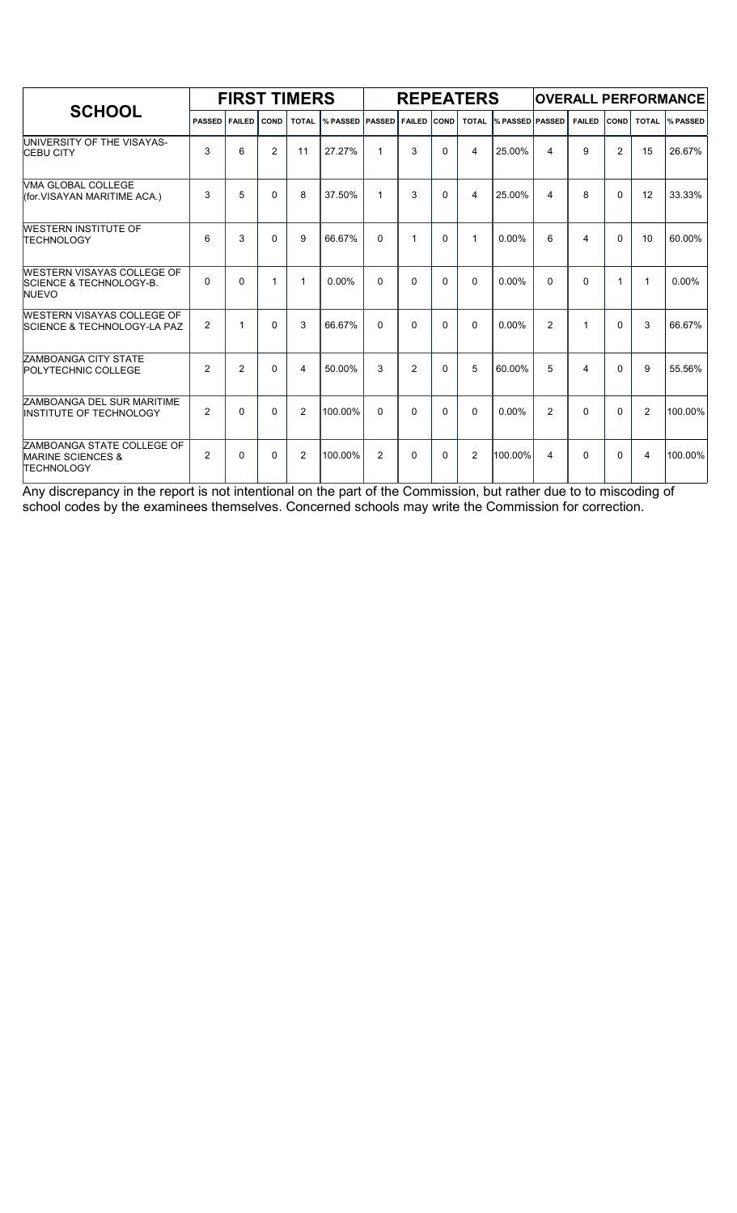| SCHOOL | FIRST TIMERS | | | | | REPEATERS | | | | | OVERALL PERFORMANCE | | | | |
|---|---|---|---|---|---|---|---|---|---|---|---|---|---|---|---|
| | PASSED | FAILED | COND | TOTAL | % PASSED | PASSED | FAILED | COND | TOTAL | % PASSED | PASSED | FAILED | COND | TOTAL | % PASSED |
| UNIVERSITY OF THE VISAYAS-CEBU CITY | 3 | 6 | 2 | 11 | 27.27% | 1 | 3 | 0 | 4 | 25.00% | 4 | 9 | 2 | 15 | 26.67% |
| VMA GLOBAL COLLEGE (for.VISAYAN MARITIME ACA.) | 3 | 5 | 0 | 8 | 37.50% | 1 | 3 | 0 | 4 | 25.00% | 4 | 8 | 0 | 12 | 33.33% |
| WESTERN INSTITUTE OF TECHNOLOGY | 6 | 3 | 0 | 9 | 66.67% | 0 | 1 | 0 | 1 | 0.00% | 6 | 4 | 0 | 10 | 60.00% |
| WESTERN VISAYAS COLLEGE OF SCIENCE & TECHNOLOGY-B. NUEVO | 0 | 0 | 1 | 1 | 0.00% | 0 | 0 | 0 | 0 | 0.00% | 0 | 0 | 1 | 1 | 0.00% |
| WESTERN VISAYAS COLLEGE OF SCIENCE & TECHNOLOGY-LA PAZ | 2 | 1 | 0 | 3 | 66.67% | 0 | 0 | 0 | 0 | 0.00% | 2 | 1 | 0 | 3 | 66.67% |
| ZAMBOANGA CITY STATE POLYTECHNIC COLLEGE | 2 | 2 | 0 | 4 | 50.00% | 3 | 2 | 0 | 5 | 60.00% | 5 | 4 | 0 | 9 | 55.56% |
| ZAMBOANGA DEL SUR MARITIME INSTITUTE OF TECHNOLOGY | 2 | 0 | 0 | 2 | 100.00% | 0 | 0 | 0 | 0 | 0.00% | 2 | 0 | 0 | 2 | 100.00% |
| ZAMBOANGA STATE COLLEGE OF MARINE SCIENCES & TECHNOLOGY | 2 | 0 | 0 | 2 | 100.00% | 2 | 0 | 0 | 2 | 100.00% | 4 | 0 | 0 | 4 | 100.00% |

Any discrepancy in the report is not intentional on the part of the Commission, but rather due to to miscoding of school codes by the examinees themselves. Concerned schools may write the Commission for correction.